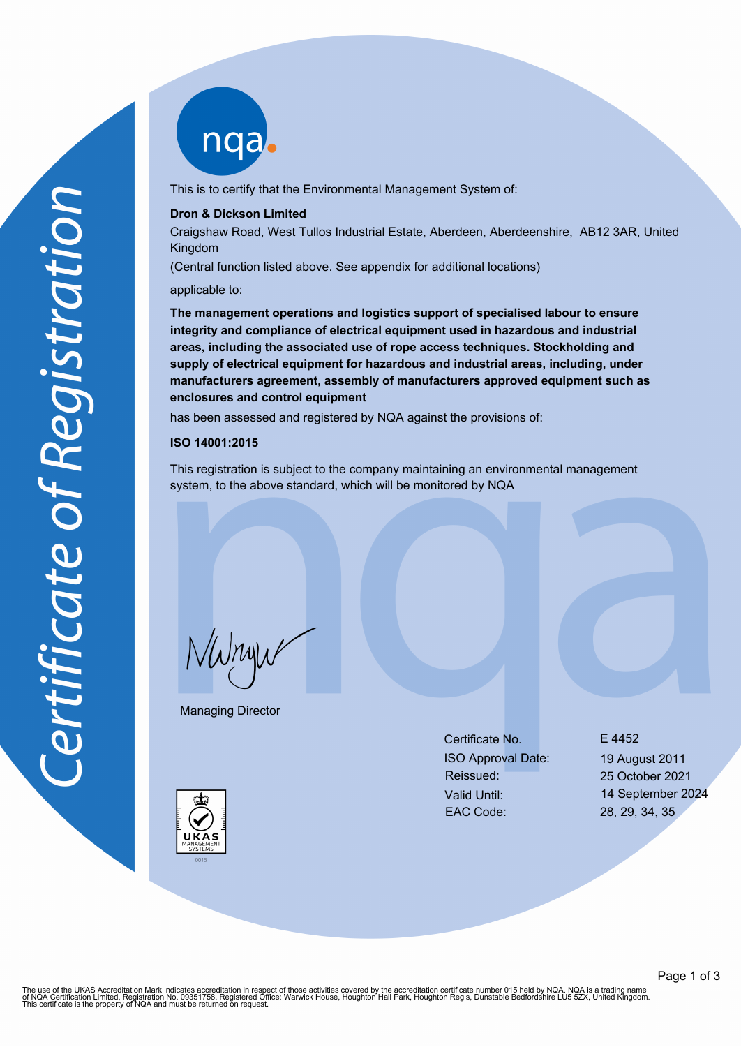# Certificate of Registration

nqa

This is to certify that the Environmental Management System of:

**Dron & Dickson Limited**

Craigshaw Road, West Tullos Industrial Estate, Aberdeen, Aberdeenshire, AB12 3AR, United Kingdom

(Central function listed above. See appendix for additional locations)

applicable to:

**The management operations and logistics support of specialised labour to ensure integrity and compliance of electrical equipment used in hazardous and industrial areas, including the associated use of rope access techniques. Stockholding and supply of electrical equipment for hazardous and industrial areas, including, under manufacturers agreement, assembly of manufacturers approved equipment such as enclosures and control equipment**

has been assessed and registered by NQA against the provisions of:

**ISO 14001:2015**

This registration is subject to the company maintaining an environmental management system, to the above standard, which will be monitored by NQA

Managing Director

| | |
|---|---|
| Certificate No. | E 4452 |
| ISO Approval Date: | 19 August 2011 |
| Reissued: | 25 October 2021 |
| Valid Until: | 14 September 2024 |
| EAC Code: | 28, 29, 34, 35 |

UKAS MANAGEMENT SYSTEMS 0015

The use of the UKAS Accreditation Mark indicates accreditation in respect of those activities covered by the accreditation certificate number 015 held by NQA. NQA is a trading name of NQA Certification Limited, Registration No. 09351758. Registered Office: Warwick House, Houghton Hall Park, Houghton Regis, Dunstable Bedfordshire LU5 5ZX, United Kingdom. This certificate is the property of NQA and must be returned on request.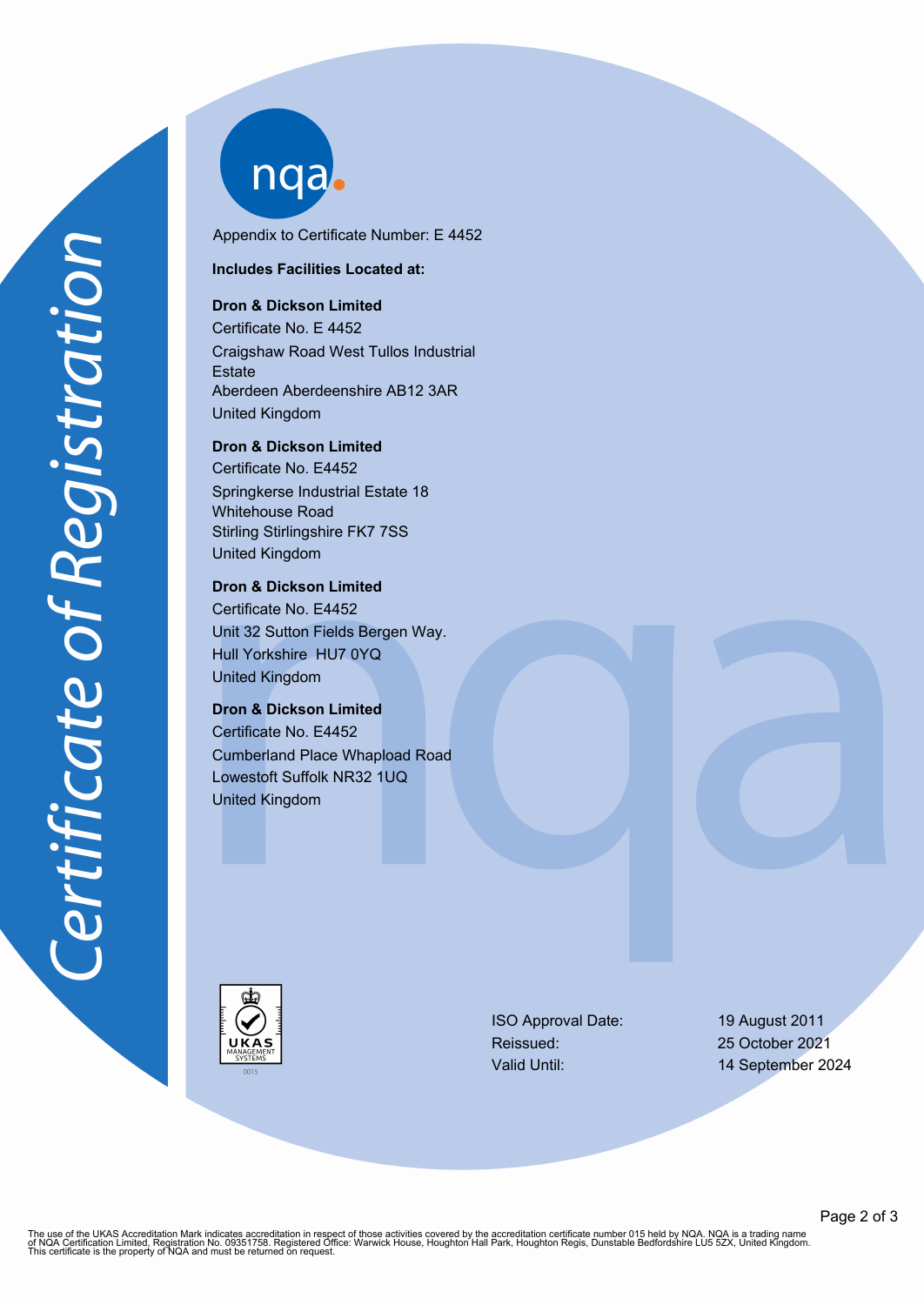Certificate of Registration

nqa

Appendix to Certificate Number: E 4452

**Includes Facilities Located at:**

**Dron & Dickson Limited**
Certificate No. E 4452
Craigshaw Road West Tullos Industrial Estate
Aberdeen Aberdeenshire AB12 3AR
United Kingdom

**Dron & Dickson Limited**
Certificate No. E4452
Springkerse Industrial Estate 18 Whitehouse Road
Stirling Stirlingshire FK7 7SS
United Kingdom

**Dron & Dickson Limited**
Certificate No. E4452
Unit 32 Sutton Fields Bergen Way.
Hull Yorkshire HU7 0YQ
United Kingdom

**Dron & Dickson Limited**
Certificate No. E4452
Cumberland Place Whapload Road
Lowestoft Suffolk NR32 1UQ
United Kingdom

UKAS MANAGEMENT SYSTEMS 0015

| | |
|---|---|
| ISO Approval Date: | 19 August 2011 |
| Reissued: | 25 October 2021 |
| Valid Until: | 14 September 2024 |

The use of the UKAS Accreditation Mark indicates accreditation in respect of those activities covered by the accreditation certificate number 015 held by NQA. NQA is a trading name of NQA Certification Limited, Registration No. 09351758. Registered Office: Warwick House, Houghton Hall Park, Houghton Regis, Dunstable Bedfordshire LU5 5ZX, United Kingdom. This certificate is the property of NQA and must be returned on request.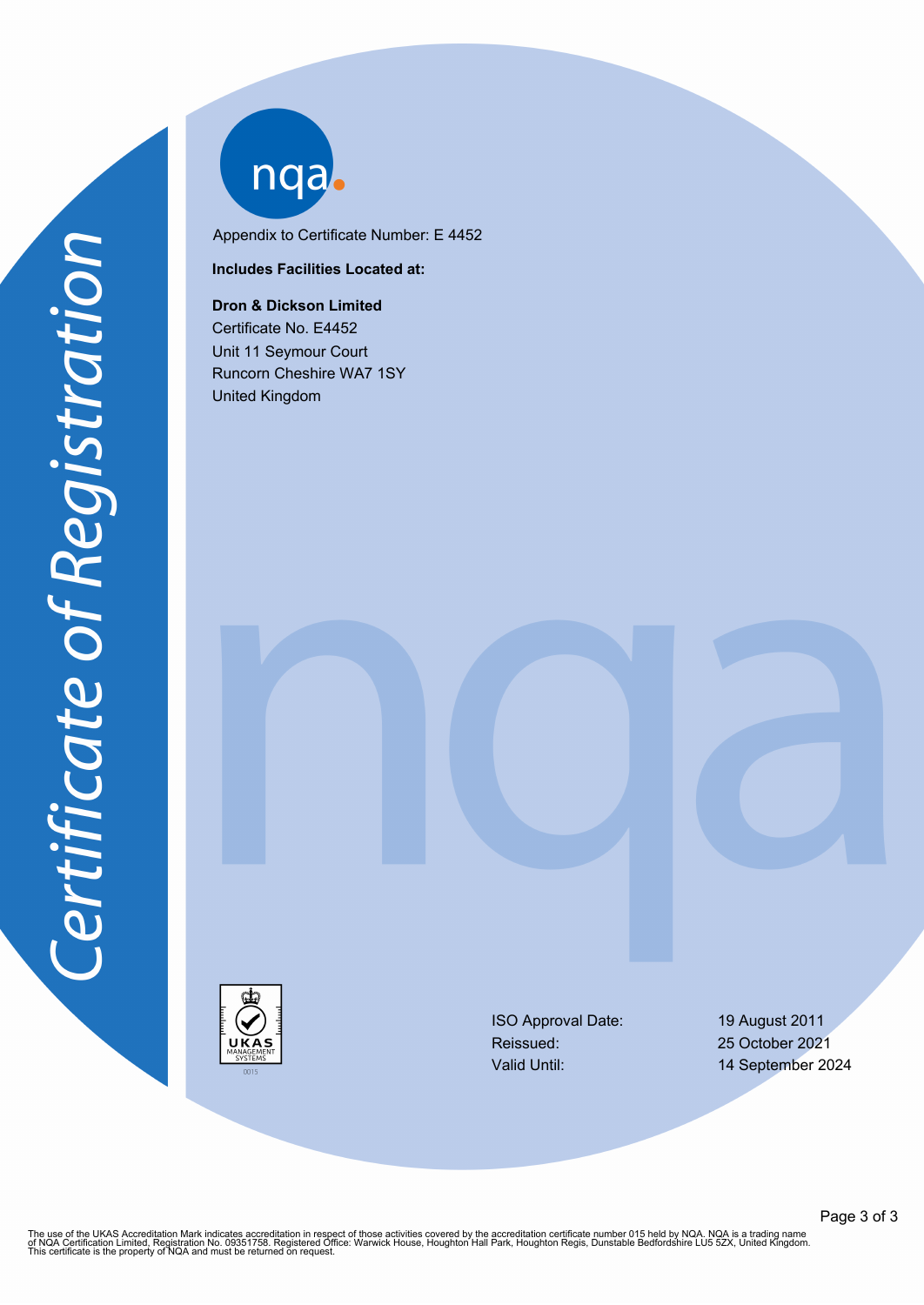*Certificate of Registration*

Appendix to Certificate Number: E 4452

**Includes Facilities Located at:**

**Dron & Dickson Limited**
Certificate No. E4452
Unit 11 Seymour Court
Runcorn Cheshire WA7 1SY
United Kingdom

| | |
|---|---|
| ISO Approval Date: | 19 August 2011 |
| Reissued: | 25 October 2021 |
| Valid Until: | 14 September 2024 |

The use of the UKAS Accreditation Mark indicates accreditation in respect of those activities covered by the accreditation certificate number 015 held by NQA. NQA is a trading name of NQA Certification Limited, Registration No. 09351758. Registered Office: Warwick House, Houghton Hall Park, Houghton Regis, Dunstable Bedfordshire LU5 5ZX, United Kingdom. This certificate is the property of NQA and must be returned on request.